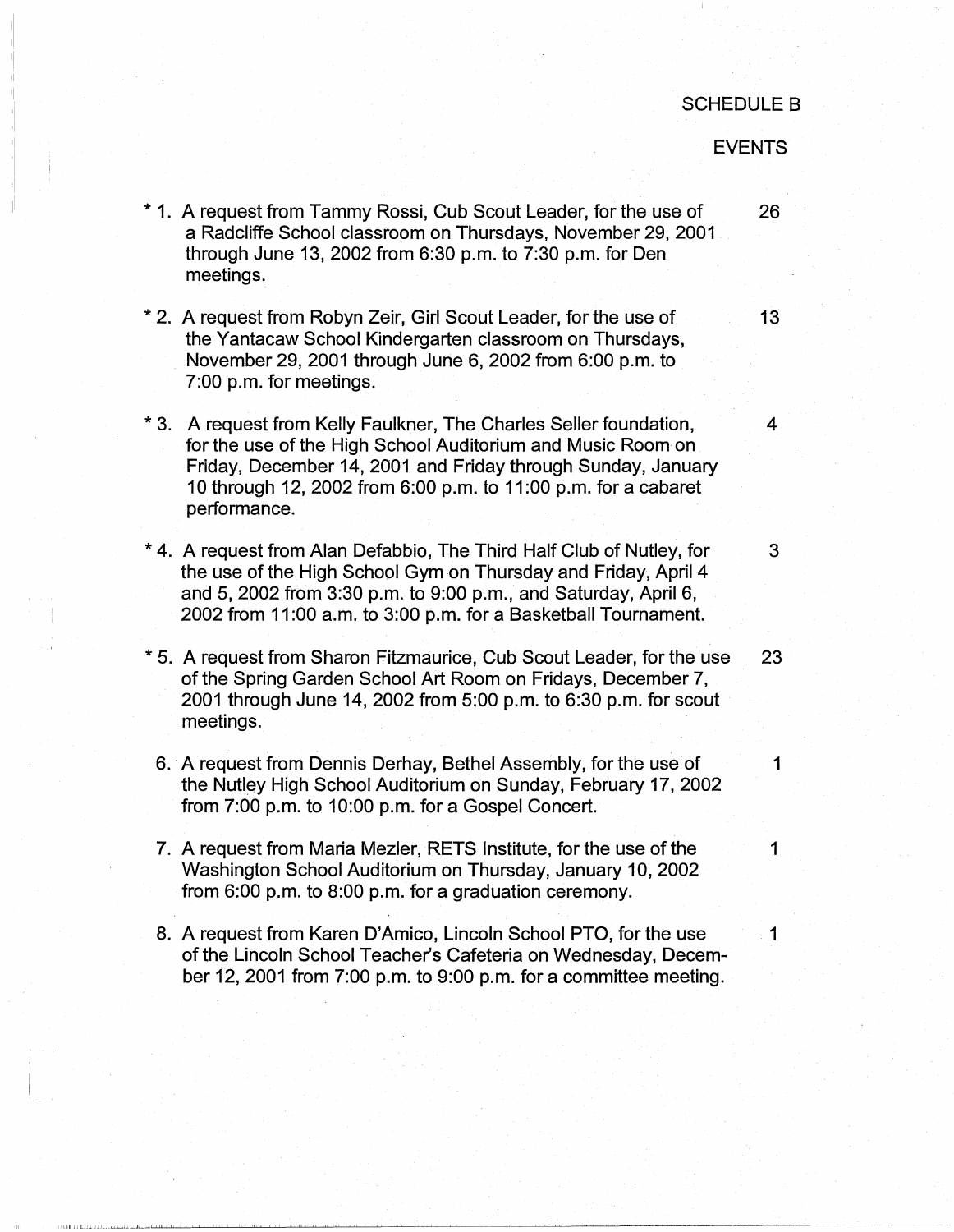SCHEDULE B

EVENTS

| | | |
|---|---|---|
| * 1. | A request from Tammy Rossi, Cub Scout Leader, for the use of a Radcliffe School classroom on Thursdays, November 29, 2001 through June 13, 2002 from 6:30 p.m. to 7:30 p.m. for Den meetings. | 26 |
| * 2. | A request from Robyn Zeir, Girl Scout Leader, for the use of the Yantacaw School Kindergarten classroom on Thursdays, November 29, 2001 through June 6, 2002 from 6:00 p.m. to 7:00 p.m. for meetings. | 13 |
| * 3. | A request from Kelly Faulkner, The Charles Seller foundation, for the use of the High School Auditorium and Music Room on Friday, December 14, 2001 and Friday through Sunday, January 10 through 12, 2002 from 6:00 p.m. to 11:00 p.m. for a cabaret performance. | 4 |
| * 4. | A request from Alan Defabbio, The Third Half Club of Nutley, for the use of the High School Gym on Thursday and Friday, April 4 and 5, 2002 from 3:30 p.m. to 9:00 p.m., and Saturday, April 6, 2002 from 11:00 a.m. to 3:00 p.m. for a Basketball Tournament. | 3 |
| * 5. | A request from Sharon Fitzmaurice, Cub Scout Leader, for the use of the Spring Garden School Art Room on Fridays, December 7, 2001 through June 14, 2002 from 5:00 p.m. to 6:30 p.m. for scout meetings. | 23 |
| 6. | A request from Dennis Derhay, Bethel Assembly, for the use of the Nutley High School Auditorium on Sunday, February 17, 2002 from 7:00 p.m. to 10:00 p.m. for a Gospel Concert. | 1 |
| 7. | A request from Maria Mezler, RETS Institute, for the use of the Washington School Auditorium on Thursday, January 10, 2002 from 6:00 p.m. to 8:00 p.m. for a graduation ceremony. | 1 |
| 8. | A request from Karen D'Amico, Lincoln School PTO, for the use of the Lincoln School Teacher's Cafeteria on Wednesday, December 12, 2001 from 7:00 p.m. to 9:00 p.m. for a committee meeting. | 1 |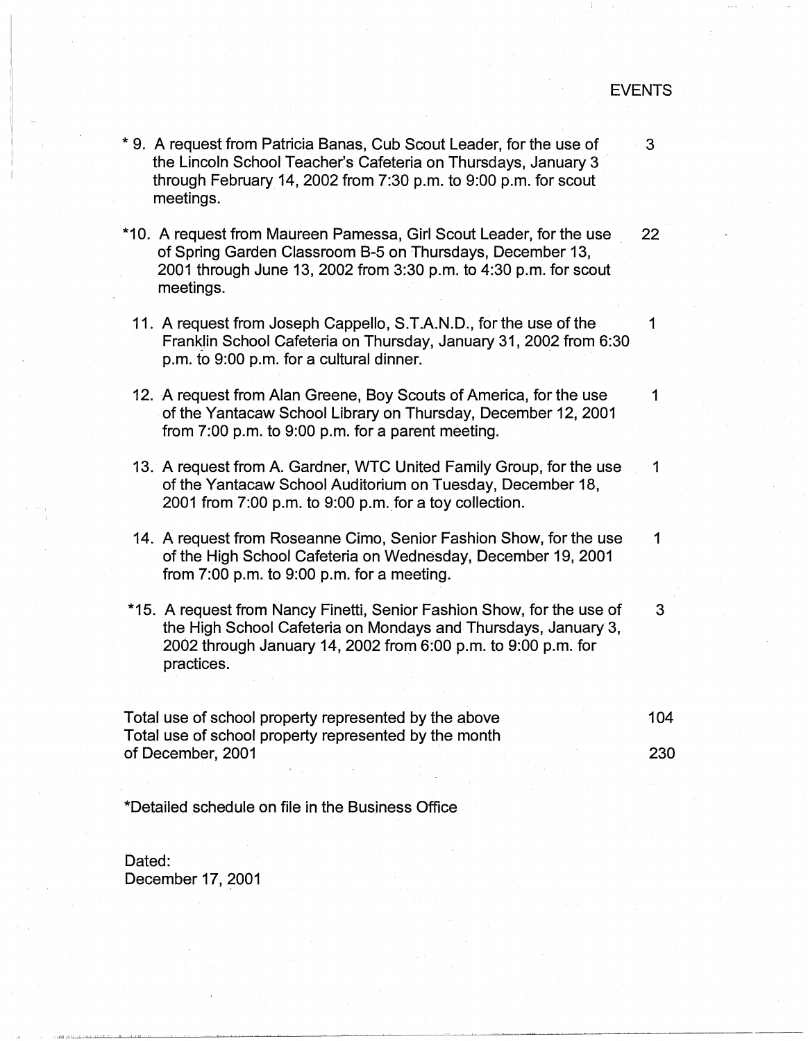EVENTS

| | | |
|---|---|---|
| * 9. | A request from Patricia Banas, Cub Scout Leader, for the use of the Lincoln School Teacher's Cafeteria on Thursdays, January 3 through February 14, 2002 from 7:30 p.m. to 9:00 p.m. for scout meetings. | 3 |
| *10. | A request from Maureen Pamessa, Girl Scout Leader, for the use of Spring Garden Classroom B-5 on Thursdays, December 13, 2001 through June 13, 2002 from 3:30 p.m. to 4:30 p.m. for scout meetings. | 22 |
| 11. | A request from Joseph Cappello, S.T.A.N.D., for the use of the Franklin School Cafeteria on Thursday, January 31, 2002 from 6:30 p.m. to 9:00 p.m. for a cultural dinner. | 1 |
| 12. | A request from Alan Greene, Boy Scouts of America, for the use of the Yantacaw School Library on Thursday, December 12, 2001 from 7:00 p.m. to 9:00 p.m. for a parent meeting. | 1 |
| 13. | A request from A. Gardner, WTC United Family Group, for the use of the Yantacaw School Auditorium on Tuesday, December 18, 2001 from 7:00 p.m. to 9:00 p.m. for a toy collection. | 1 |
| 14. | A request from Roseanne Cimo, Senior Fashion Show, for the use of the High School Cafeteria on Wednesday, December 19, 2001 from 7:00 p.m. to 9:00 p.m. for a meeting. | 1 |
| *15. | A request from Nancy Finetti, Senior Fashion Show, for the use of the High School Cafeteria on Mondays and Thursdays, January 3, 2002 through January 14, 2002 from 6:00 p.m. to 9:00 p.m. for practices. | 3 |

| | |
|---|---|
| Total use of school property represented by the above | 104 |
| Total use of school property represented by the month of December, 2001 | 230 |

*Detailed schedule on file in the Business Office

Dated:
December 17, 2001